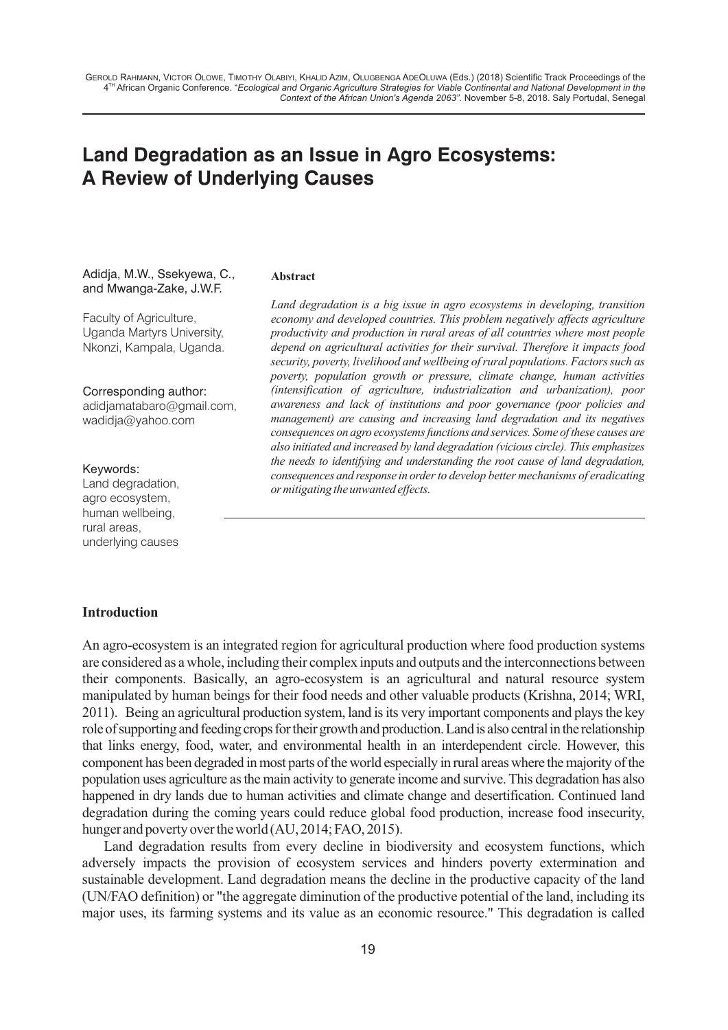# Land Degradation as an Issue in Agro Ecosystems: A Review of Underlying Causes

Adidja, M.W., Ssekyewa, C., and Mwanga-Zake, J.W.F.

Faculty of Agriculture, Uganda Martyrs University, Nkonzi, Kampala, Uganda.

Corresponding author: adidjamatabaro@gmail.com, wadidja@yahoo.com

Keywords: Land degradation, agro ecosystem, human wellbeing, rural areas, underlying causes

**Abstract**

*Land degradation is a big issue in agro ecosystems in developing, transition economy and developed countries. This problem negatively affects agriculture productivity and production in rural areas of all countries where most people depend on agricultural activities for their survival. Therefore it impacts food security, poverty, livelihood and wellbeing of rural populations. Factors such as poverty, population growth or pressure, climate change, human activities (intensification of agriculture, industrialization and urbanization), poor awareness and lack of institutions and poor governance (poor policies and management) are causing and increasing land degradation and its negatives consequences on agro ecosystems functions and services. Some of these causes are also initiated and increased by land degradation (vicious circle). This emphasizes the needs to identifying and understanding the root cause of land degradation, consequences and response in order to develop better mechanisms of eradicating or mitigating the unwanted effects.*

## Introduction

An agro-ecosystem is an integrated region for agricultural production where food production systems are considered as a whole, including their complex inputs and outputs and the interconnections between their components. Basically, an agro-ecosystem is an agricultural and natural resource system manipulated by human beings for their food needs and other valuable products (Krishna, 2014; WRI, 2011). Being an agricultural production system, land is its very important components and plays the key role of supporting and feeding crops for their growth and production. Land is also central in the relationship that links energy, food, water, and environmental health in an interdependent circle. However, this component has been degraded in most parts of the world especially in rural areas where the majority of the population uses agriculture as the main activity to generate income and survive. This degradation has also happened in dry lands due to human activities and climate change and desertification. Continued land degradation during the coming years could reduce global food production, increase food insecurity, hunger and poverty over the world (AU, 2014; FAO, 2015).

Land degradation results from every decline in biodiversity and ecosystem functions, which adversely impacts the provision of ecosystem services and hinders poverty extermination and sustainable development. Land degradation means the decline in the productive capacity of the land (UN/FAO definition) or "the aggregate diminution of the productive potential of the land, including its major uses, its farming systems and its value as an economic resource." This degradation is called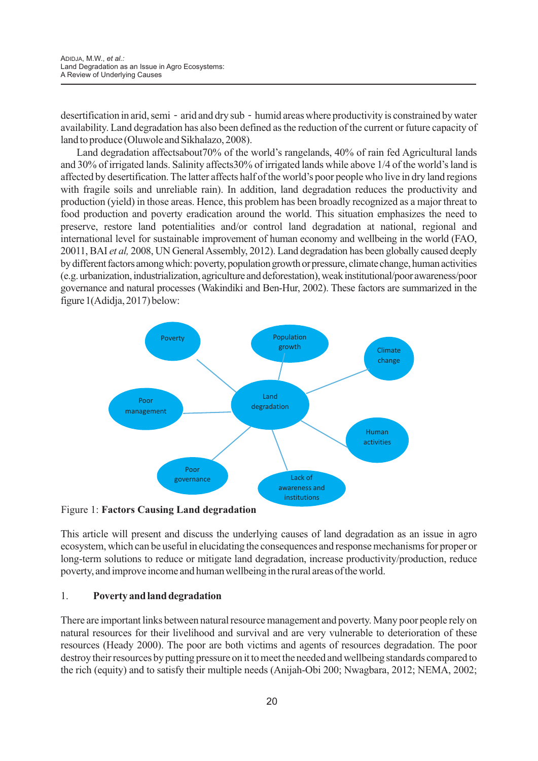desertification in arid, semi - arid and dry sub - humid areas where productivity is constrained by water availability. Land degradation has also been defined as the reduction of the current or future capacity of land to produce (Oluwole and Sikhalazo, 2008).

Land degradation affectsabout70% of the world's rangelands, 40% of rain fed Agricultural lands and 30% of irrigated lands. Salinity affects30% of irrigated lands while above 1/4 of the world's land is affected by desertification. The latter affects half of the world's poor people who live in dry land regions with fragile soils and unreliable rain). In addition, land degradation reduces the productivity and production (yield) in those areas. Hence, this problem has been broadly recognized as a major threat to food production and poverty eradication around the world. This situation emphasizes the need to preserve, restore land potentialities and/or control land degradation at national, regional and international level for sustainable improvement of human economy and wellbeing in the world (FAO, 20011, BAI *et al,* 2008, UN General Assembly, 2012). Land degradation has been globally caused deeply by different factors among which: poverty, population growth or pressure, climate change, human activities (e.g. urbanization, industrialization, agriculture and deforestation), weak institutional/poor awareness/poor governance and natural processes (Wakindiki and Ben-Hur, 2002). These factors are summarized in the figure 1(Adidja, 2017) below:

Poverty — Population growth — Climate change — Poor management — Land degradation — Human activities — Poor governance — Lack of awareness and institutions

Figure 1: **Factors Causing Land degradation**

This article will present and discuss the underlying causes of land degradation as an issue in agro ecosystem, which can be useful in elucidating the consequences and response mechanisms for proper or long-term solutions to reduce or mitigate land degradation, increase productivity/production, reduce poverty, and improve income and human wellbeing in the rural areas of the world.

## 1. Poverty and land degradation

There are important links between natural resource management and poverty. Many poor people rely on natural resources for their livelihood and survival and are very vulnerable to deterioration of these resources (Heady 2000). The poor are both victims and agents of resources degradation. The poor destroy their resources by putting pressure on it to meet the needed and wellbeing standards compared to the rich (equity) and to satisfy their multiple needs (Anijah-Obi 200; Nwagbara, 2012; NEMA, 2002;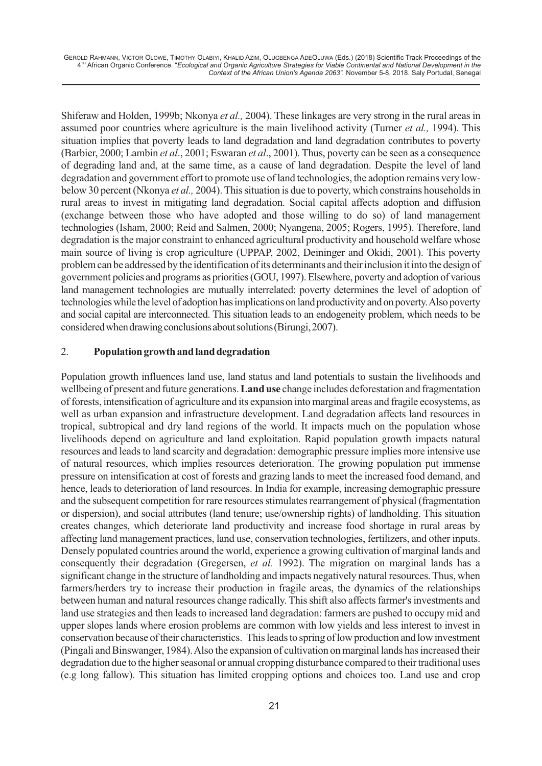Shiferaw and Holden, 1999b; Nkonya *et al.,* 2004). These linkages are very strong in the rural areas in assumed poor countries where agriculture is the main livelihood activity (Turner *et al.,* 1994). This situation implies that poverty leads to land degradation and land degradation contributes to poverty (Barbier, 2000; Lambin *et al*., 2001; Eswaran *et al*., 2001). Thus, poverty can be seen as a consequence of degrading land and, at the same time, as a cause of land degradation. Despite the level of land degradation and government effort to promote use of land technologies, the adoption remains very low-below 30 percent (Nkonya *et al.,* 2004). This situation is due to poverty, which constrains households in rural areas to invest in mitigating land degradation. Social capital affects adoption and diffusion (exchange between those who have adopted and those willing to do so) of land management technologies (Isham, 2000; Reid and Salmen, 2000; Nyangena, 2005; Rogers, 1995). Therefore, land degradation is the major constraint to enhanced agricultural productivity and household welfare whose main source of living is crop agriculture (UPPAP, 2002, Deininger and Okidi, 2001). This poverty problem can be addressed by the identification of its determinants and their inclusion it into the design of government policies and programs as priorities (GOU, 1997). Elsewhere, poverty and adoption of various land management technologies are mutually interrelated: poverty determines the level of adoption of technologies while the level of adoption has implications on land productivity and on poverty. Also poverty and social capital are interconnected. This situation leads to an endogeneity problem, which needs to be considered when drawing conclusions about solutions (Birungi, 2007).

## 2. Population growth and land degradation

Population growth influences land use, land status and land potentials to sustain the livelihoods and wellbeing of present and future generations. **Land use** change includes deforestation and fragmentation of forests, intensification of agriculture and its expansion into marginal areas and fragile ecosystems, as well as urban expansion and infrastructure development. Land degradation affects land resources in tropical, subtropical and dry land regions of the world. It impacts much on the population whose livelihoods depend on agriculture and land exploitation. Rapid population growth impacts natural resources and leads to land scarcity and degradation: demographic pressure implies more intensive use of natural resources, which implies resources deterioration. The growing population put immense pressure on intensification at cost of forests and grazing lands to meet the increased food demand, and hence, leads to deterioration of land resources. In India for example, increasing demographic pressure and the subsequent competition for rare resources stimulates rearrangement of physical (fragmentation or dispersion), and social attributes (land tenure; use/ownership rights) of landholding. This situation creates changes, which deteriorate land productivity and increase food shortage in rural areas by affecting land management practices, land use, conservation technologies, fertilizers, and other inputs. Densely populated countries around the world, experience a growing cultivation of marginal lands and consequently their degradation (Gregersen, *et al.* 1992). The migration on marginal lands has a significant change in the structure of landholding and impacts negatively natural resources. Thus, when farmers/herders try to increase their production in fragile areas, the dynamics of the relationships between human and natural resources change radically. This shift also affects farmer's investments and land use strategies and then leads to increased land degradation: farmers are pushed to occupy mid and upper slopes lands where erosion problems are common with low yields and less interest to invest in conservation because of their characteristics. This leads to spring of low production and low investment (Pingali and Binswanger, 1984). Also the expansion of cultivation on marginal lands has increased their degradation due to the higher seasonal or annual cropping disturbance compared to their traditional uses (e.g long fallow). This situation has limited cropping options and choices too. Land use and crop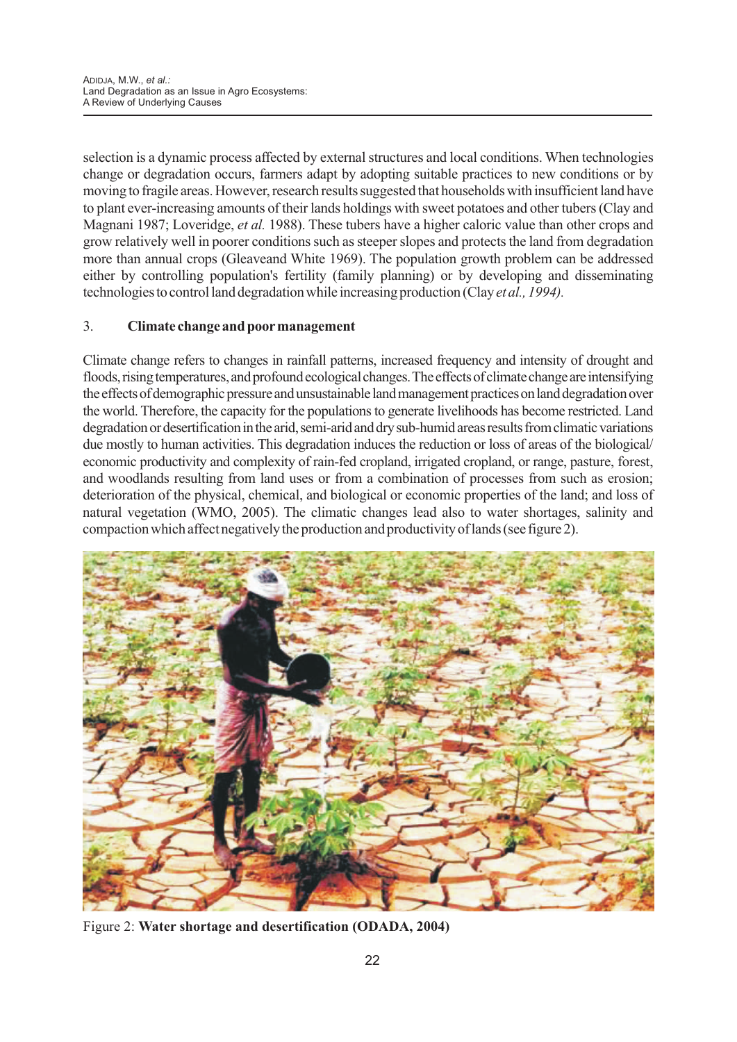selection is a dynamic process affected by external structures and local conditions. When technologies change or degradation occurs, farmers adapt by adopting suitable practices to new conditions or by moving to fragile areas. However, research results suggested that households with insufficient land have to plant ever-increasing amounts of their lands holdings with sweet potatoes and other tubers (Clay and Magnani 1987; Loveridge, *et al.* 1988). These tubers have a higher caloric value than other crops and grow relatively well in poorer conditions such as steeper slopes and protects the land from degradation more than annual crops (Gleaveand White 1969). The population growth problem can be addressed either by controlling population's fertility (family planning) or by developing and disseminating technologies to control land degradation while increasing production (Clay *et al., 1994).*

## 3. Climate change and poor management

Climate change refers to changes in rainfall patterns, increased frequency and intensity of drought and floods, rising temperatures, and profound ecological changes. The effects of climate change are intensifying the effects of demographic pressure and unsustainable land management practices on land degradation over the world. Therefore, the capacity for the populations to generate livelihoods has become restricted. Land degradation or desertification in the arid, semi-arid and dry sub-humid areas results from climatic variations due mostly to human activities. This degradation induces the reduction or loss of areas of the biological/ economic productivity and complexity of rain-fed cropland, irrigated cropland, or range, pasture, forest, and woodlands resulting from land uses or from a combination of processes from such as erosion; deterioration of the physical, chemical, and biological or economic properties of the land; and loss of natural vegetation (WMO, 2005). The climatic changes lead also to water shortages, salinity and compaction which affect negatively the production and productivity of lands (see figure 2).

Figure 2: **Water shortage and desertification (ODADA, 2004)**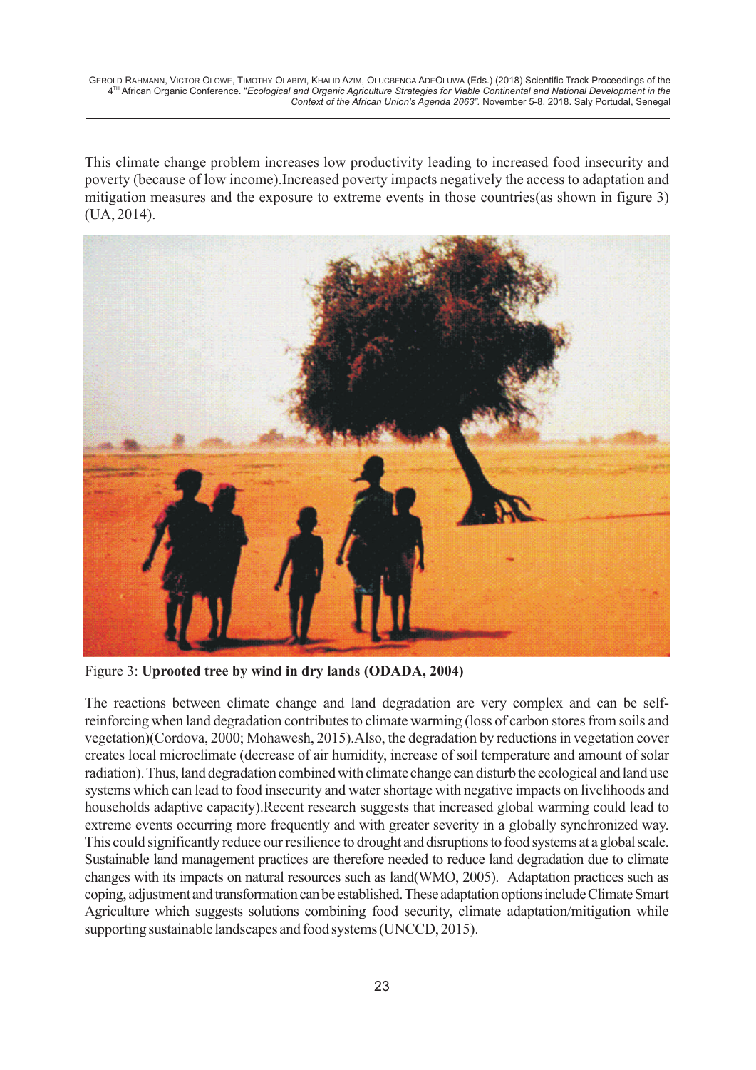This climate change problem increases low productivity leading to increased food insecurity and poverty (because of low income).Increased poverty impacts negatively the access to adaptation and mitigation measures and the exposure to extreme events in those countries(as shown in figure 3) (UA, 2014).

Figure 3: **Uprooted tree by wind in dry lands (ODADA, 2004)**

The reactions between climate change and land degradation are very complex and can be self-reinforcing when land degradation contributes to climate warming (loss of carbon stores from soils and vegetation)(Cordova, 2000; Mohawesh, 2015).Also, the degradation by reductions in vegetation cover creates local microclimate (decrease of air humidity, increase of soil temperature and amount of solar radiation). Thus, land degradation combined with climate change can disturb the ecological and land use systems which can lead to food insecurity and water shortage with negative impacts on livelihoods and households adaptive capacity).Recent research suggests that increased global warming could lead to extreme events occurring more frequently and with greater severity in a globally synchronized way. This could significantly reduce our resilience to drought and disruptions to food systems at a global scale. Sustainable land management practices are therefore needed to reduce land degradation due to climate changes with its impacts on natural resources such as land(WMO, 2005). Adaptation practices such as coping, adjustment and transformation can be established. These adaptation options include Climate Smart Agriculture which suggests solutions combining food security, climate adaptation/mitigation while supporting sustainable landscapes and food systems (UNCCD, 2015).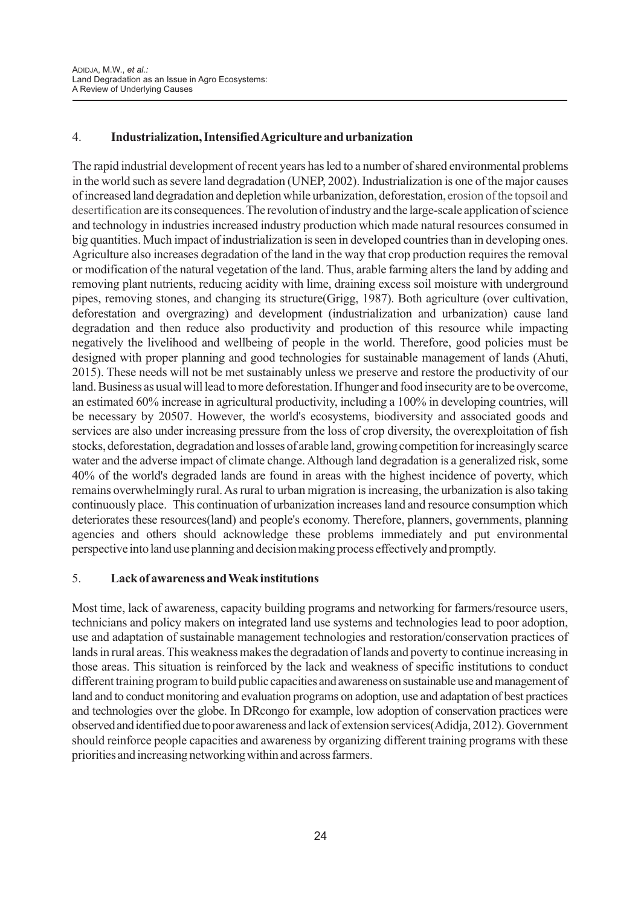## 4. Industrialization, Intensified Agriculture and urbanization

The rapid industrial development of recent years has led to a number of shared environmental problems in the world such as severe land degradation (UNEP, 2002). Industrialization is one of the major causes of increased land degradation and depletion while urbanization, deforestation, erosion of the topsoil and desertification are its consequences. The revolution of industry and the large-scale application of science and technology in industries increased industry production which made natural resources consumed in big quantities. Much impact of industrialization is seen in developed countries than in developing ones. Agriculture also increases degradation of the land in the way that crop production requires the removal or modification of the natural vegetation of the land. Thus, arable farming alters the land by adding and removing plant nutrients, reducing acidity with lime, draining excess soil moisture with underground pipes, removing stones, and changing its structure(Grigg, 1987). Both agriculture (over cultivation, deforestation and overgrazing) and development (industrialization and urbanization) cause land degradation and then reduce also productivity and production of this resource while impacting negatively the livelihood and wellbeing of people in the world. Therefore, good policies must be designed with proper planning and good technologies for sustainable management of lands (Ahuti, 2015). These needs will not be met sustainably unless we preserve and restore the productivity of our land. Business as usual will lead to more deforestation. If hunger and food insecurity are to be overcome, an estimated 60% increase in agricultural productivity, including a 100% in developing countries, will be necessary by 20507. However, the world's ecosystems, biodiversity and associated goods and services are also under increasing pressure from the loss of crop diversity, the overexploitation of fish stocks, deforestation, degradation and losses of arable land, growing competition for increasingly scarce water and the adverse impact of climate change. Although land degradation is a generalized risk, some 40% of the world's degraded lands are found in areas with the highest incidence of poverty, which remains overwhelmingly rural. As rural to urban migration is increasing, the urbanization is also taking continuously place. This continuation of urbanization increases land and resource consumption which deteriorates these resources(land) and people's economy. Therefore, planners, governments, planning agencies and others should acknowledge these problems immediately and put environmental perspective into land use planning and decision making process effectively and promptly.

## 5. Lack of awareness and Weak institutions

Most time, lack of awareness, capacity building programs and networking for farmers/resource users, technicians and policy makers on integrated land use systems and technologies lead to poor adoption, use and adaptation of sustainable management technologies and restoration/conservation practices of lands in rural areas. This weakness makes the degradation of lands and poverty to continue increasing in those areas. This situation is reinforced by the lack and weakness of specific institutions to conduct different training program to build public capacities and awareness on sustainable use and management of land and to conduct monitoring and evaluation programs on adoption, use and adaptation of best practices and technologies over the globe. In DRcongo for example, low adoption of conservation practices were observed and identified due to poor awareness and lack of extension services(Adidja, 2012). Government should reinforce people capacities and awareness by organizing different training programs with these priorities and increasing networking within and across farmers.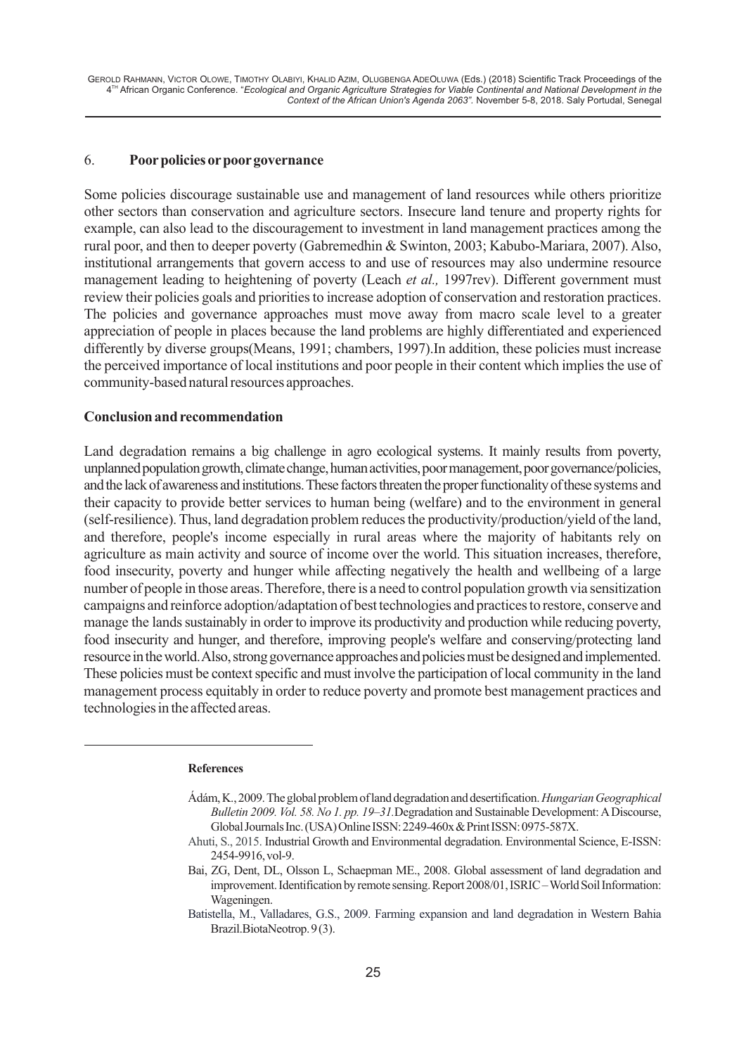6. **Poor policies or poor governance**

Some policies discourage sustainable use and management of land resources while others prioritize other sectors than conservation and agriculture sectors. Insecure land tenure and property rights for example, can also lead to the discouragement to investment in land management practices among the rural poor, and then to deeper poverty (Gabremedhin & Swinton, 2003; Kabubo-Mariara, 2007). Also, institutional arrangements that govern access to and use of resources may also undermine resource management leading to heightening of poverty (Leach *et al.,* 1997rev). Different government must review their policies goals and priorities to increase adoption of conservation and restoration practices. The policies and governance approaches must move away from macro scale level to a greater appreciation of people in places because the land problems are highly differentiated and experienced differently by diverse groups(Means, 1991; chambers, 1997).In addition, these policies must increase the perceived importance of local institutions and poor people in their content which implies the use of community-based natural resources approaches.

**Conclusion and recommendation**

Land degradation remains a big challenge in agro ecological systems. It mainly results from poverty, unplanned population growth, climate change, human activities, poor management, poor governance/policies, and the lack of awareness and institutions. These factors threaten the proper functionality of these systems and their capacity to provide better services to human being (welfare) and to the environment in general (self-resilience). Thus, land degradation problem reduces the productivity/production/yield of the land, and therefore, people's income especially in rural areas where the majority of habitants rely on agriculture as main activity and source of income over the world. This situation increases, therefore, food insecurity, poverty and hunger while affecting negatively the health and wellbeing of a large number of people in those areas. Therefore, there is a need to control population growth via sensitization campaigns and reinforce adoption/adaptation of best technologies and practices to restore, conserve and manage the lands sustainably in order to improve its productivity and production while reducing poverty, food insecurity and hunger, and therefore, improving people's welfare and conserving/protecting land resource in the world. Also, strong governance approaches and policies must be designed and implemented. These policies must be context specific and must involve the participation of local community in the land management process equitably in order to reduce poverty and promote best management practices and technologies in the affected areas.

**References**

Ádám, K., 2009. The global problem of land degradation and desertification. *Hungarian Geographical Bulletin 2009. Vol. 58. No 1. pp. 19–31.*Degradation and Sustainable Development: A Discourse, Global Journals Inc. (USA) Online ISSN: 2249-460x & Print ISSN: 0975-587X.

Ahuti, S., 2015. Industrial Growth and Environmental degradation. Environmental Science, E-ISSN: 2454-9916, vol-9.

Bai, ZG, Dent, DL, Olsson L, Schaepman ME., 2008. Global assessment of land degradation and improvement. Identification by remote sensing. Report 2008/01, ISRIC – World Soil Information: Wageningen.

Batistella, M., Valladares, G.S., 2009. Farming expansion and land degradation in Western Bahia Brazil.BiotaNeotrop. 9 (3).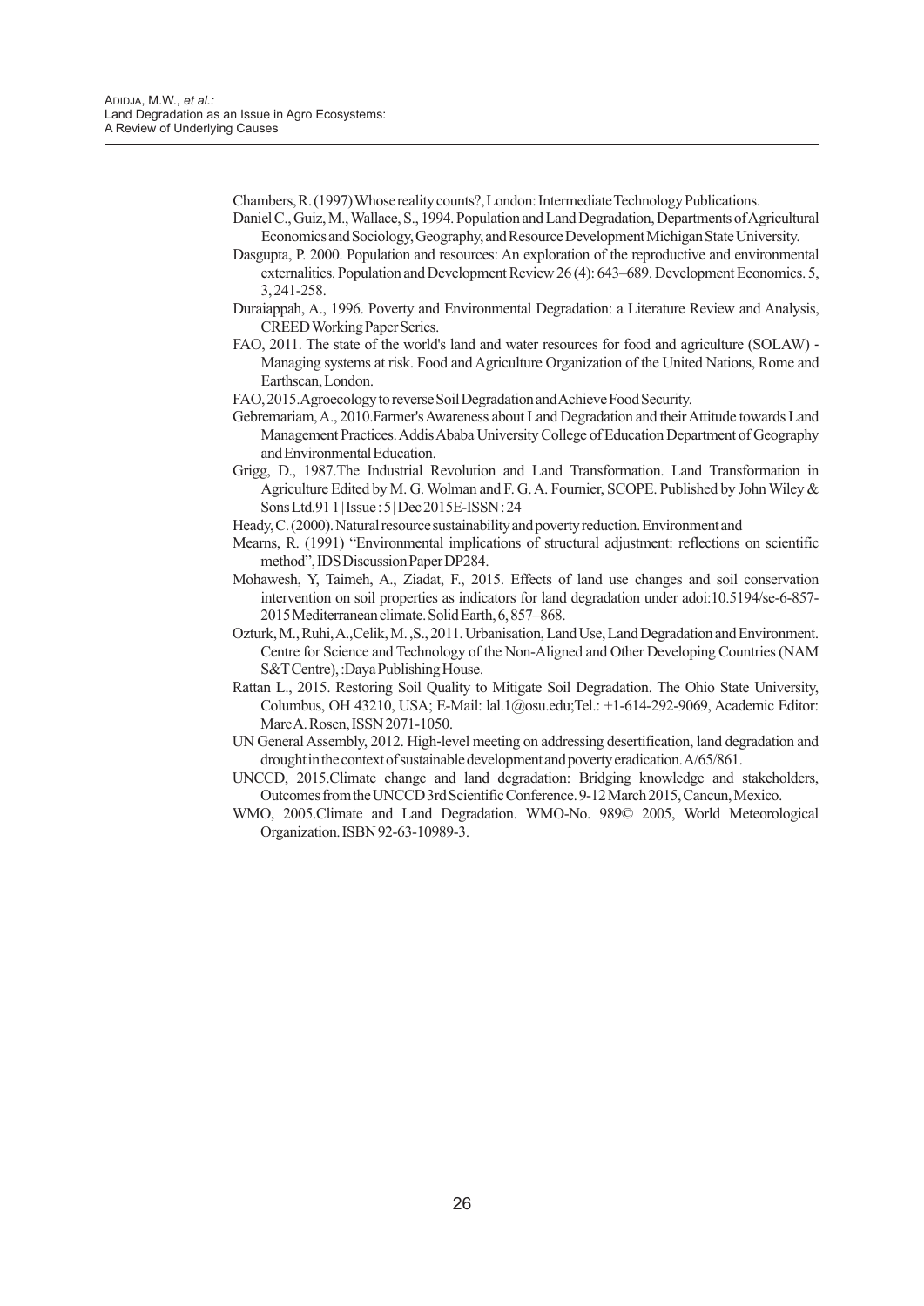Chambers, R. (1997) Whose reality counts?, London: Intermediate Technology Publications.

Daniel C., Guiz, M., Wallace, S., 1994. Population and Land Degradation, Departments of Agricultural Economics and Sociology, Geography, and Resource Development Michigan State University.

Dasgupta, P. 2000. Population and resources: An exploration of the reproductive and environmental externalities. Population and Development Review 26 (4): 643–689. Development Economics. 5, 3, 241-258.

Duraiappah, A., 1996. Poverty and Environmental Degradation: a Literature Review and Analysis, CREED Working Paper Series.

FAO, 2011. The state of the world's land and water resources for food and agriculture (SOLAW) - Managing systems at risk. Food and Agriculture Organization of the United Nations, Rome and Earthscan, London.

FAO, 2015. Agroecology to reverse Soil Degradation and Achieve Food Security.

Gebremariam, A., 2010. Farmer's Awareness about Land Degradation and their Attitude towards Land Management Practices. Addis Ababa University College of Education Department of Geography and Environmental Education.

Grigg, D., 1987. The Industrial Revolution and Land Transformation. Land Transformation in Agriculture Edited by M. G. Wolman and F. G. A. Fournier, SCOPE. Published by John Wiley & Sons Ltd.91 1 | Issue : 5 | Dec 2015E-ISSN : 24

Heady, C. (2000). Natural resource sustainability and poverty reduction. Environment and

Mearns, R. (1991) "Environmental implications of structural adjustment: reflections on scientific method", IDS Discussion Paper DP284.

Mohawesh, Y, Taimeh, A., Ziadat, F., 2015. Effects of land use changes and soil conservation intervention on soil properties as indicators for land degradation under adoi:10.5194/se-6-857-2015 Mediterranean climate. Solid Earth, 6, 857–868.

Ozturk, M., Ruhi, A.,Celik, M. ,S., 2011. Urbanisation, Land Use, Land Degradation and Environment. Centre for Science and Technology of the Non-Aligned and Other Developing Countries (NAM S&T Centre), :Daya Publishing House.

Rattan L., 2015. Restoring Soil Quality to Mitigate Soil Degradation. The Ohio State University, Columbus, OH 43210, USA; E-Mail: lal.1@osu.edu;Tel.: +1-614-292-9069, Academic Editor: Marc A. Rosen, ISSN 2071-1050.

UN General Assembly, 2012. High-level meeting on addressing desertification, land degradation and drought in the context of sustainable development and poverty eradication. A/65/861.

UNCCD, 2015. Climate change and land degradation: Bridging knowledge and stakeholders, Outcomes from the UNCCD 3rd Scientific Conference. 9-12 March 2015, Cancun, Mexico.

WMO, 2005. Climate and Land Degradation. WMO-No. 989© 2005, World Meteorological Organization. ISBN 92-63-10989-3.